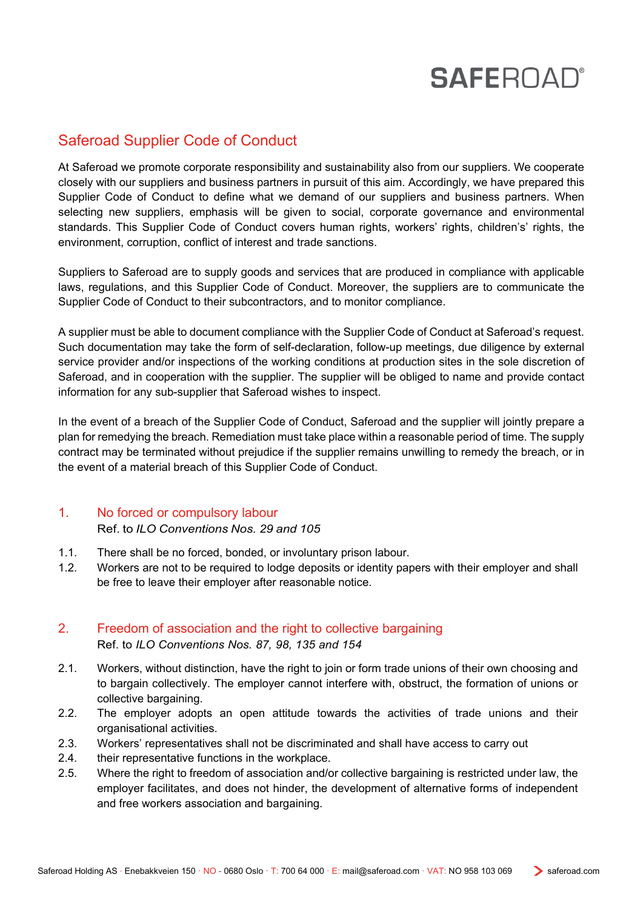# Saferoad Supplier Code of Conduct

At Saferoad we promote corporate responsibility and sustainability also from our suppliers. We cooperate closely with our suppliers and business partners in pursuit of this aim. Accordingly, we have prepared this Supplier Code of Conduct to define what we demand of our suppliers and business partners. When selecting new suppliers, emphasis will be given to social, corporate governance and environmental standards. This Supplier Code of Conduct covers human rights, workers' rights, children's' rights, the environment, corruption, conflict of interest and trade sanctions.

Suppliers to Saferoad are to supply goods and services that are produced in compliance with applicable laws, regulations, and this Supplier Code of Conduct. Moreover, the suppliers are to communicate the Supplier Code of Conduct to their subcontractors, and to monitor compliance.

A supplier must be able to document compliance with the Supplier Code of Conduct at Saferoad's request. Such documentation may take the form of self-declaration, follow-up meetings, due diligence by external service provider and/or inspections of the working conditions at production sites in the sole discretion of Saferoad, and in cooperation with the supplier. The supplier will be obliged to name and provide contact information for any sub-supplier that Saferoad wishes to inspect.

In the event of a breach of the Supplier Code of Conduct, Saferoad and the supplier will jointly prepare a plan for remedying the breach. Remediation must take place within a reasonable period of time. The supply contract may be terminated without prejudice if the supplier remains unwilling to remedy the breach, or in the event of a material breach of this Supplier Code of Conduct.

## 1. No forced or compulsory labour

Ref. to *ILO Conventions Nos. 29 and 105*

1.1. There shall be no forced, bonded, or involuntary prison labour.

1.2. Workers are not to be required to lodge deposits or identity papers with their employer and shall be free to leave their employer after reasonable notice.

## 2. Freedom of association and the right to collective bargaining

Ref. to *ILO Conventions Nos. 87, 98, 135 and 154*

2.1. Workers, without distinction, have the right to join or form trade unions of their own choosing and to bargain collectively. The employer cannot interfere with, obstruct, the formation of unions or collective bargaining.

2.2. The employer adopts an open attitude towards the activities of trade unions and their organisational activities.

2.3. Workers' representatives shall not be discriminated and shall have access to carry out

2.4. their representative functions in the workplace.

2.5. Where the right to freedom of association and/or collective bargaining is restricted under law, the employer facilitates, and does not hinder, the development of alternative forms of independent and free workers association and bargaining.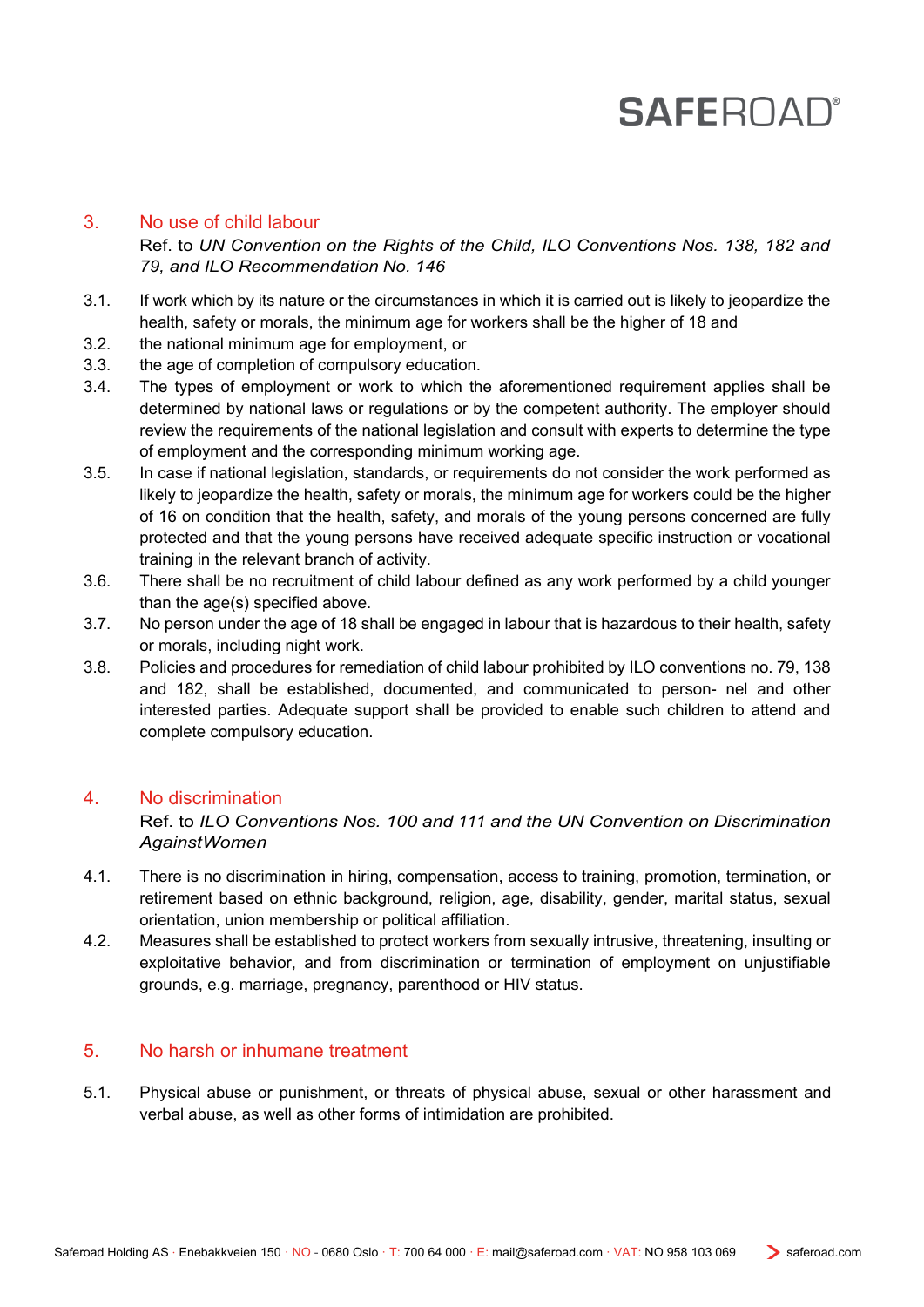## 3. No use of child labour

Ref. to *UN Convention on the Rights of the Child, ILO Conventions Nos. 138, 182 and 79, and ILO Recommendation No. 146*

3.1. If work which by its nature or the circumstances in which it is carried out is likely to jeopardize the health, safety or morals, the minimum age for workers shall be the higher of 18 and

3.2. the national minimum age for employment, or

3.3. the age of completion of compulsory education.

3.4. The types of employment or work to which the aforementioned requirement applies shall be determined by national laws or regulations or by the competent authority. The employer should review the requirements of the national legislation and consult with experts to determine the type of employment and the corresponding minimum working age.

3.5. In case if national legislation, standards, or requirements do not consider the work performed as likely to jeopardize the health, safety or morals, the minimum age for workers could be the higher of 16 on condition that the health, safety, and morals of the young persons concerned are fully protected and that the young persons have received adequate specific instruction or vocational training in the relevant branch of activity.

3.6. There shall be no recruitment of child labour defined as any work performed by a child younger than the age(s) specified above.

3.7. No person under the age of 18 shall be engaged in labour that is hazardous to their health, safety or morals, including night work.

3.8. Policies and procedures for remediation of child labour prohibited by ILO conventions no. 79, 138 and 182, shall be established, documented, and communicated to person- nel and other interested parties. Adequate support shall be provided to enable such children to attend and complete compulsory education.

## 4. No discrimination

Ref. to *ILO Conventions Nos. 100 and 111 and the UN Convention on Discrimination AgainstWomen*

4.1. There is no discrimination in hiring, compensation, access to training, promotion, termination, or retirement based on ethnic background, religion, age, disability, gender, marital status, sexual orientation, union membership or political affiliation.

4.2. Measures shall be established to protect workers from sexually intrusive, threatening, insulting or exploitative behavior, and from discrimination or termination of employment on unjustifiable grounds, e.g. marriage, pregnancy, parenthood or HIV status.

## 5. No harsh or inhumane treatment

5.1. Physical abuse or punishment, or threats of physical abuse, sexual or other harassment and verbal abuse, as well as other forms of intimidation are prohibited.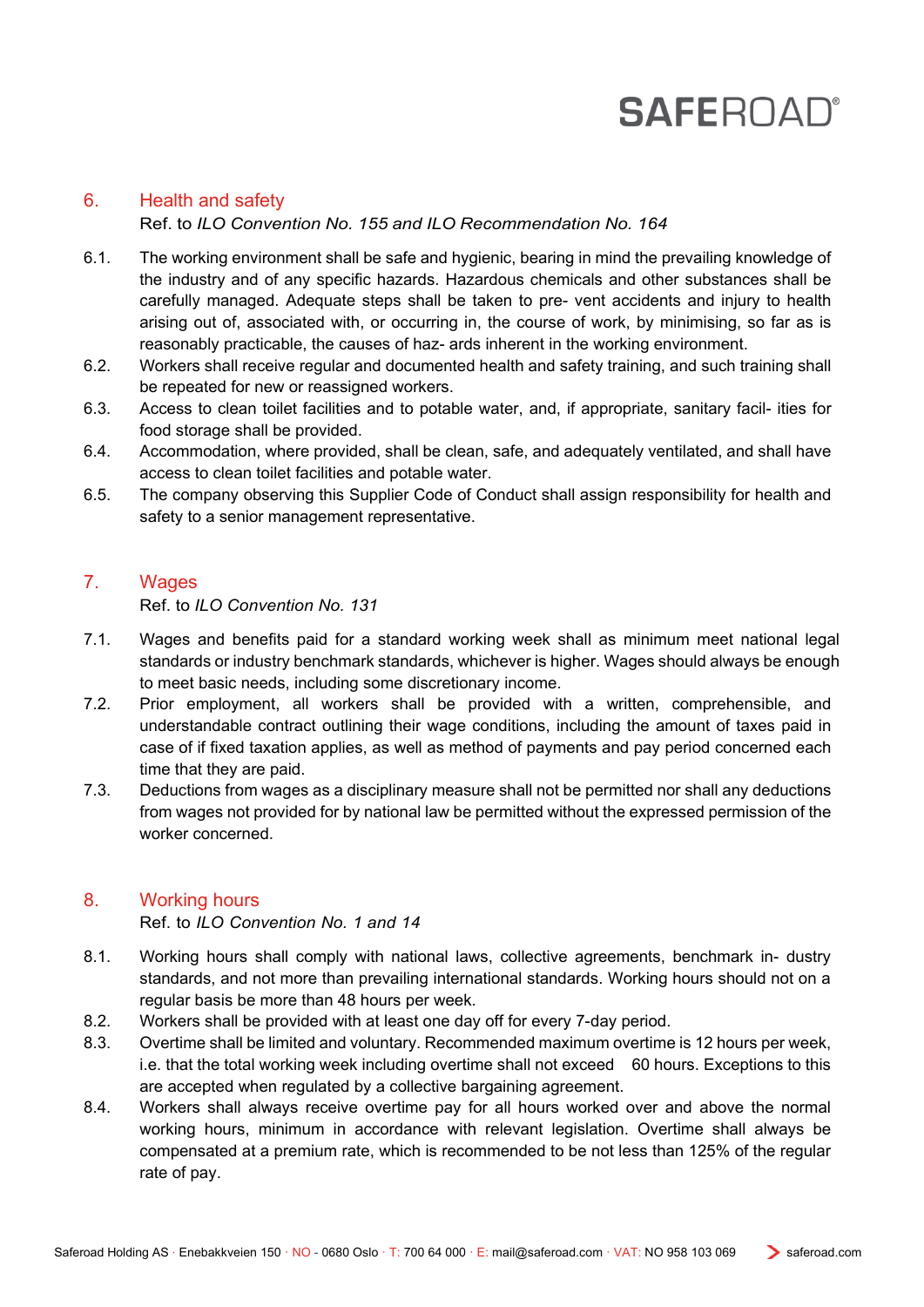## 6. Health and safety

Ref. to *ILO Convention No. 155 and ILO Recommendation No. 164*

6.1. The working environment shall be safe and hygienic, bearing in mind the prevailing knowledge of the industry and of any specific hazards. Hazardous chemicals and other substances shall be carefully managed. Adequate steps shall be taken to pre- vent accidents and injury to health arising out of, associated with, or occurring in, the course of work, by minimising, so far as is reasonably practicable, the causes of haz- ards inherent in the working environment.

6.2. Workers shall receive regular and documented health and safety training, and such training shall be repeated for new or reassigned workers.

6.3. Access to clean toilet facilities and to potable water, and, if appropriate, sanitary facil- ities for food storage shall be provided.

6.4. Accommodation, where provided, shall be clean, safe, and adequately ventilated, and shall have access to clean toilet facilities and potable water.

6.5. The company observing this Supplier Code of Conduct shall assign responsibility for health and safety to a senior management representative.

## 7. Wages

Ref. to *ILO Convention No. 131*

7.1. Wages and benefits paid for a standard working week shall as minimum meet national legal standards or industry benchmark standards, whichever is higher. Wages should always be enough to meet basic needs, including some discretionary income.

7.2. Prior employment, all workers shall be provided with a written, comprehensible, and understandable contract outlining their wage conditions, including the amount of taxes paid in case of if fixed taxation applies, as well as method of payments and pay period concerned each time that they are paid.

7.3. Deductions from wages as a disciplinary measure shall not be permitted nor shall any deductions from wages not provided for by national law be permitted without the expressed permission of the worker concerned.

## 8. Working hours

Ref. to *ILO Convention No. 1 and 14*

8.1. Working hours shall comply with national laws, collective agreements, benchmark in- dustry standards, and not more than prevailing international standards. Working hours should not on a regular basis be more than 48 hours per week.

8.2. Workers shall be provided with at least one day off for every 7-day period.

8.3. Overtime shall be limited and voluntary. Recommended maximum overtime is 12 hours per week, i.e. that the total working week including overtime shall not exceed 60 hours. Exceptions to this are accepted when regulated by a collective bargaining agreement.

8.4. Workers shall always receive overtime pay for all hours worked over and above the normal working hours, minimum in accordance with relevant legislation. Overtime shall always be compensated at a premium rate, which is recommended to be not less than 125% of the regular rate of pay.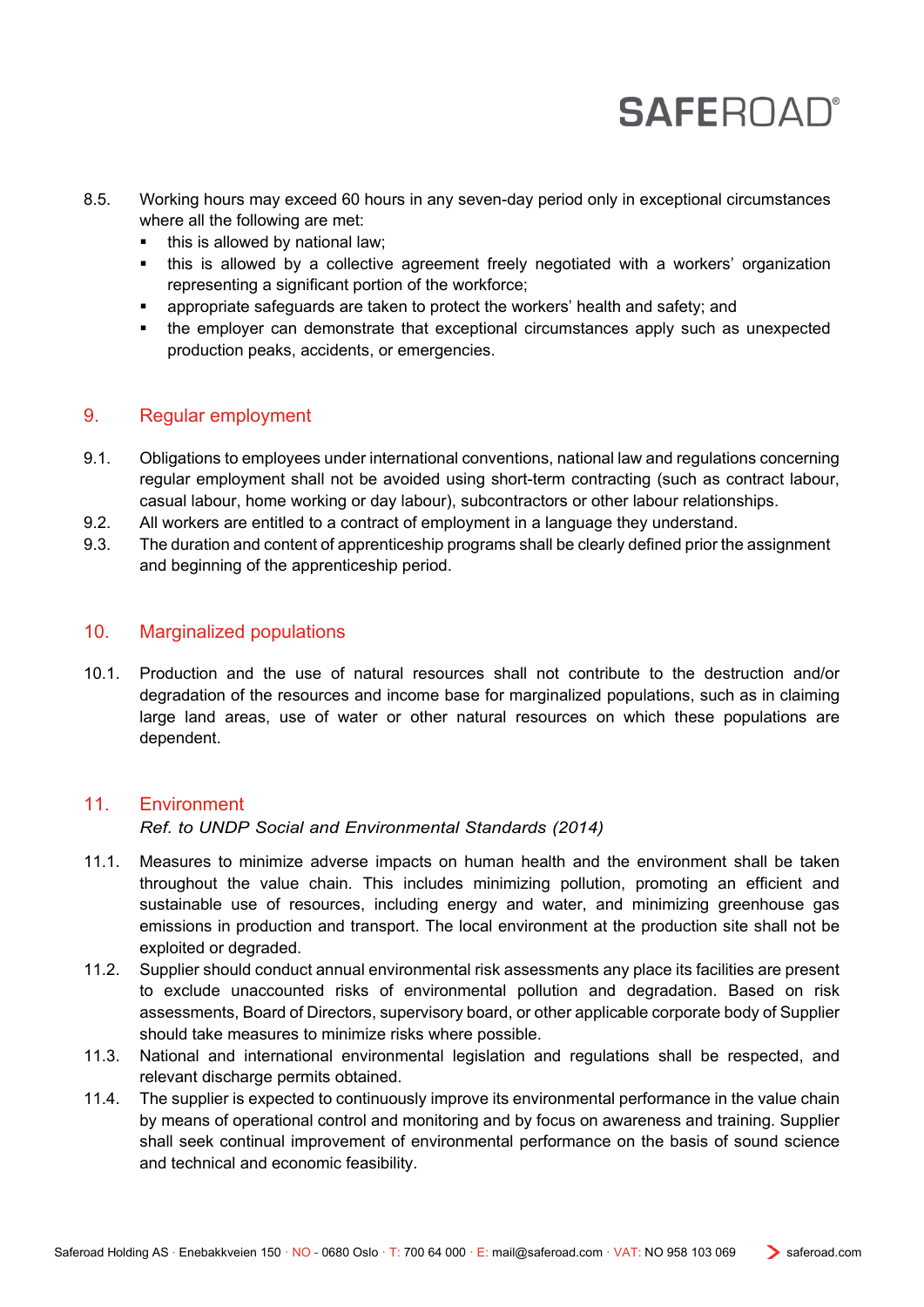8.5. Working hours may exceed 60 hours in any seven-day period only in exceptional circumstances where all the following are met:

- this is allowed by national law;
- this is allowed by a collective agreement freely negotiated with a workers' organization representing a significant portion of the workforce;
- appropriate safeguards are taken to protect the workers' health and safety; and
- the employer can demonstrate that exceptional circumstances apply such as unexpected production peaks, accidents, or emergencies.

## 9. Regular employment

9.1. Obligations to employees under international conventions, national law and regulations concerning regular employment shall not be avoided using short-term contracting (such as contract labour, casual labour, home working or day labour), subcontractors or other labour relationships.

9.2. All workers are entitled to a contract of employment in a language they understand.

9.3. The duration and content of apprenticeship programs shall be clearly defined prior the assignment and beginning of the apprenticeship period.

## 10. Marginalized populations

10.1. Production and the use of natural resources shall not contribute to the destruction and/or degradation of the resources and income base for marginalized populations, such as in claiming large land areas, use of water or other natural resources on which these populations are dependent.

## 11. Environment

*Ref. to UNDP Social and Environmental Standards (2014)*

11.1. Measures to minimize adverse impacts on human health and the environment shall be taken throughout the value chain. This includes minimizing pollution, promoting an efficient and sustainable use of resources, including energy and water, and minimizing greenhouse gas emissions in production and transport. The local environment at the production site shall not be exploited or degraded.

11.2. Supplier should conduct annual environmental risk assessments any place its facilities are present to exclude unaccounted risks of environmental pollution and degradation. Based on risk assessments, Board of Directors, supervisory board, or other applicable corporate body of Supplier should take measures to minimize risks where possible.

11.3. National and international environmental legislation and regulations shall be respected, and relevant discharge permits obtained.

11.4. The supplier is expected to continuously improve its environmental performance in the value chain by means of operational control and monitoring and by focus on awareness and training. Supplier shall seek continual improvement of environmental performance on the basis of sound science and technical and economic feasibility.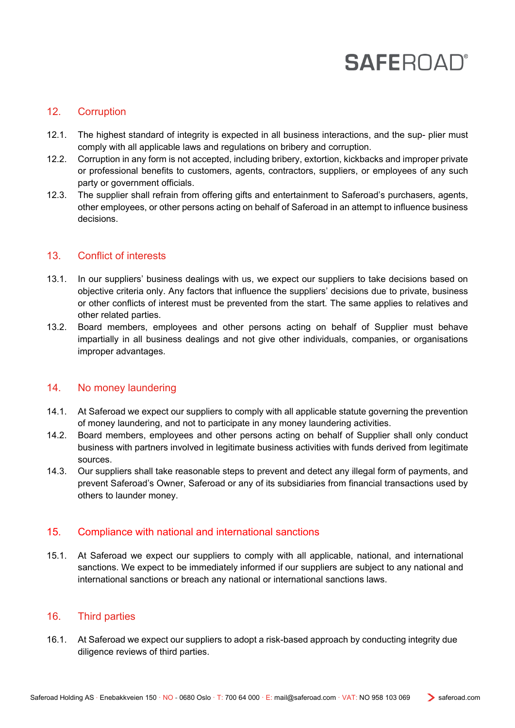## 12. Corruption

12.1. The highest standard of integrity is expected in all business interactions, and the sup- plier must comply with all applicable laws and regulations on bribery and corruption.

12.2. Corruption in any form is not accepted, including bribery, extortion, kickbacks and improper private or professional benefits to customers, agents, contractors, suppliers, or employees of any such party or government officials.

12.3. The supplier shall refrain from offering gifts and entertainment to Saferoad's purchasers, agents, other employees, or other persons acting on behalf of Saferoad in an attempt to influence business decisions.

## 13. Conflict of interests

13.1. In our suppliers' business dealings with us, we expect our suppliers to take decisions based on objective criteria only. Any factors that influence the suppliers' decisions due to private, business or other conflicts of interest must be prevented from the start. The same applies to relatives and other related parties.

13.2. Board members, employees and other persons acting on behalf of Supplier must behave impartially in all business dealings and not give other individuals, companies, or organisations improper advantages.

## 14. No money laundering

14.1. At Saferoad we expect our suppliers to comply with all applicable statute governing the prevention of money laundering, and not to participate in any money laundering activities.

14.2. Board members, employees and other persons acting on behalf of Supplier shall only conduct business with partners involved in legitimate business activities with funds derived from legitimate sources.

14.3. Our suppliers shall take reasonable steps to prevent and detect any illegal form of payments, and prevent Saferoad's Owner, Saferoad or any of its subsidiaries from financial transactions used by others to launder money.

## 15. Compliance with national and international sanctions

15.1. At Saferoad we expect our suppliers to comply with all applicable, national, and international sanctions. We expect to be immediately informed if our suppliers are subject to any national and international sanctions or breach any national or international sanctions laws.

## 16. Third parties

16.1. At Saferoad we expect our suppliers to adopt a risk-based approach by conducting integrity due diligence reviews of third parties.